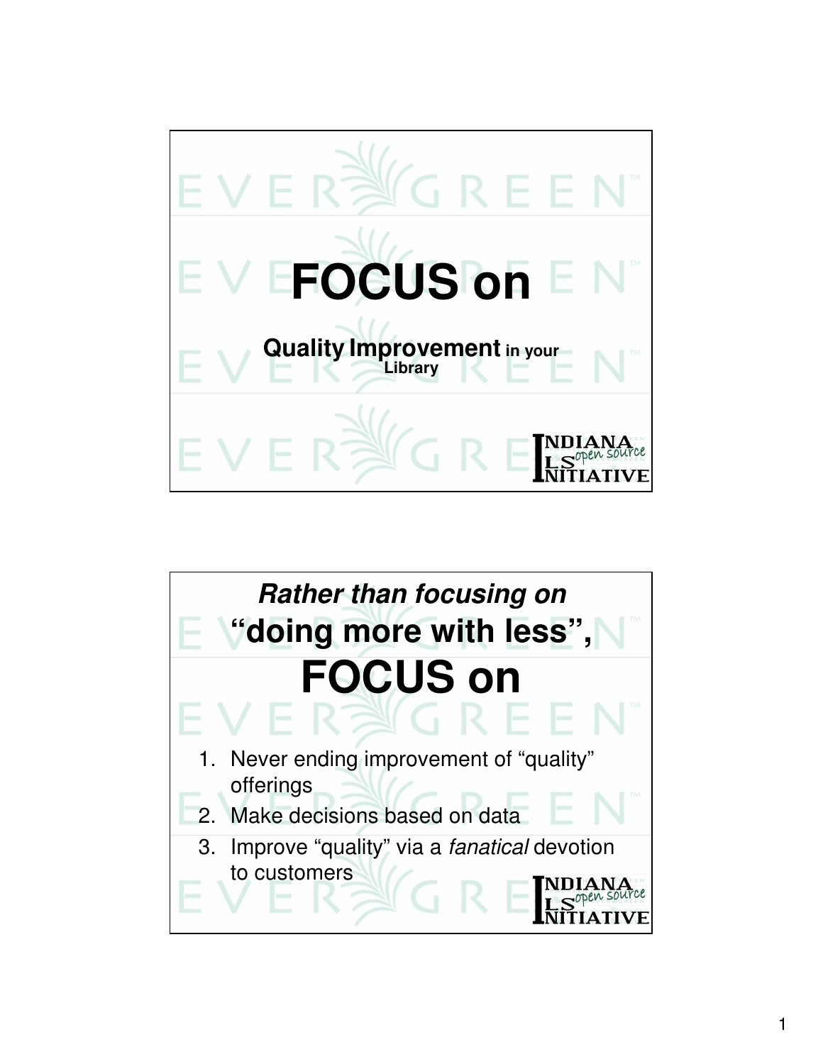# FOCUS on

**Quality Improvement** in your Library

---

*Rather than focusing on*

**"doing more with less",**

# FOCUS on

1. Never ending improvement of "quality" offerings
2. Make decisions based on data
3. Improve "quality" via a *fanatical* devotion to customers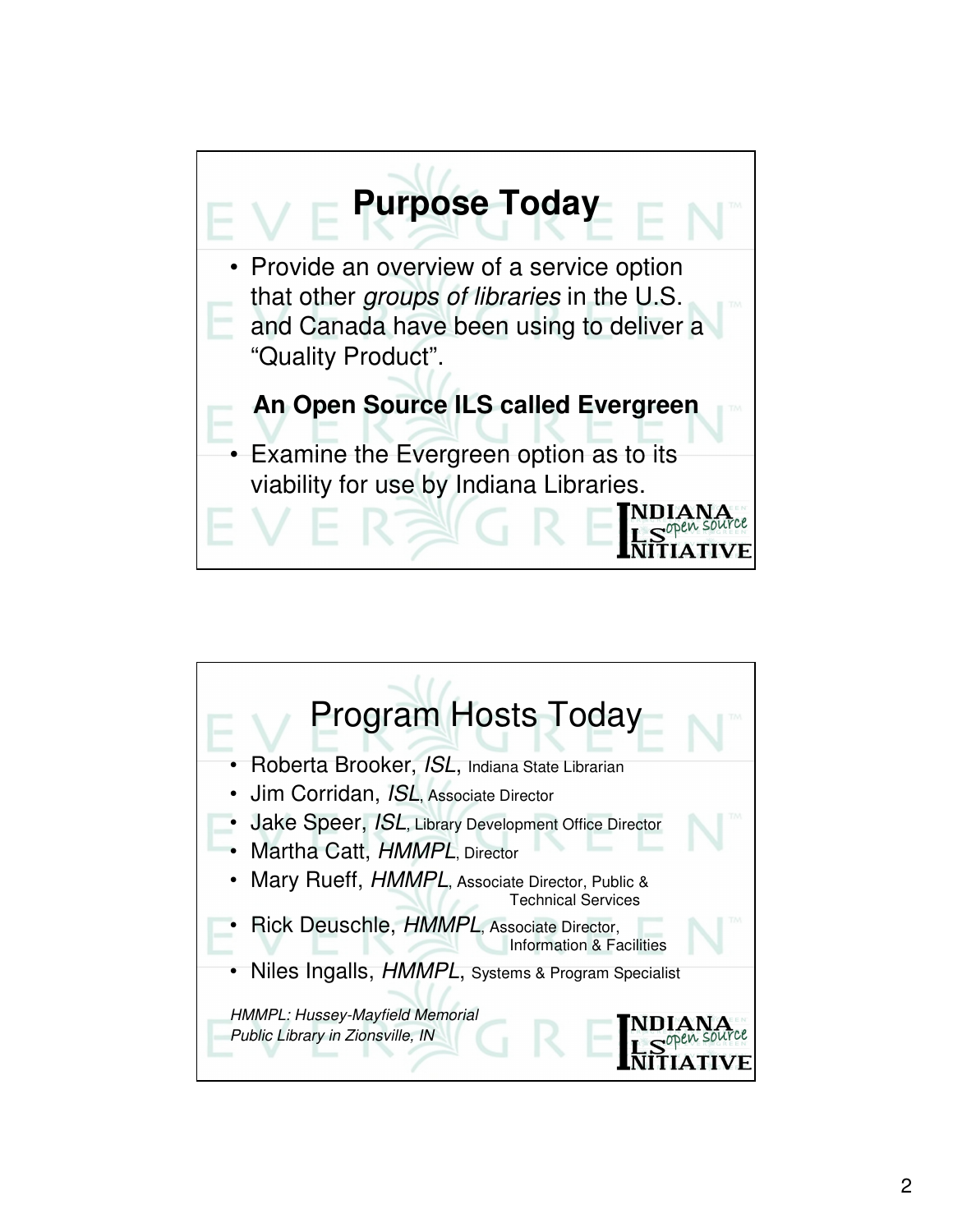## Purpose Today

- Provide an overview of a service option that other *groups of libraries* in the U.S. and Canada have been using to deliver a "Quality Product".

**An Open Source ILS called Evergreen**

- Examine the Evergreen option as to its viability for use by Indiana Libraries.

## Program Hosts Today

- Roberta Brooker, *ISL*, Indiana State Librarian
- Jim Corridan, *ISL*, Associate Director
- Jake Speer, *ISL*, Library Development Office Director
- Martha Catt, *HMMPL*, Director
- Mary Rueff, *HMMPL*, Associate Director, Public & Technical Services
- Rick Deuschle, *HMMPL*, Associate Director, Information & Facilities
- Niles Ingalls, *HMMPL*, Systems & Program Specialist

*HMMPL: Hussey-Mayfield Memorial Public Library in Zionsville, IN*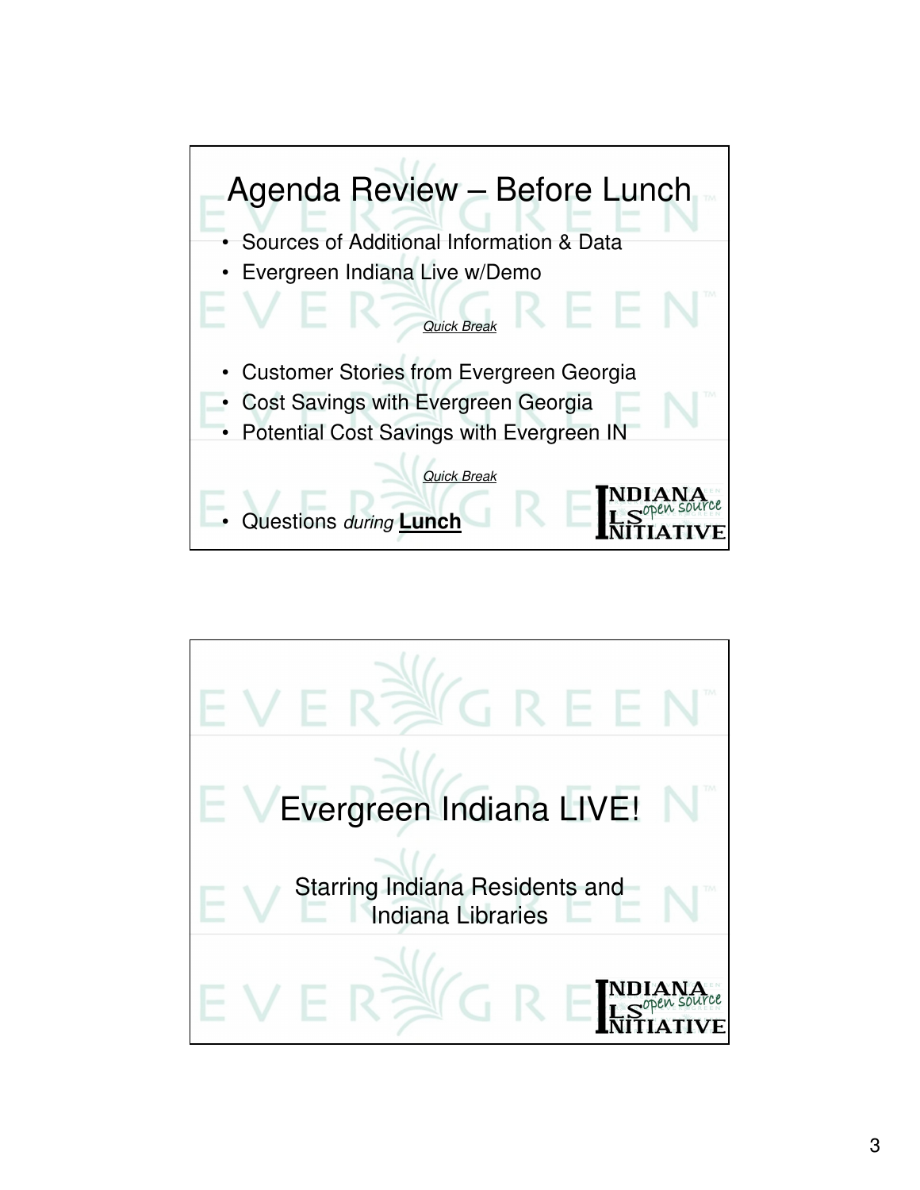## Agenda Review – Before Lunch

- Sources of Additional Information & Data
- Evergreen Indiana Live w/Demo

*Quick Break*

- Customer Stories from Evergreen Georgia
- Cost Savings with Evergreen Georgia
- Potential Cost Savings with Evergreen IN

*Quick Break*

- Questions *during* **Lunch**

INDIANA ILS open source INITIATIVE

## Evergreen Indiana LIVE!

Starring Indiana Residents and Indiana Libraries

INDIANA ILS open source INITIATIVE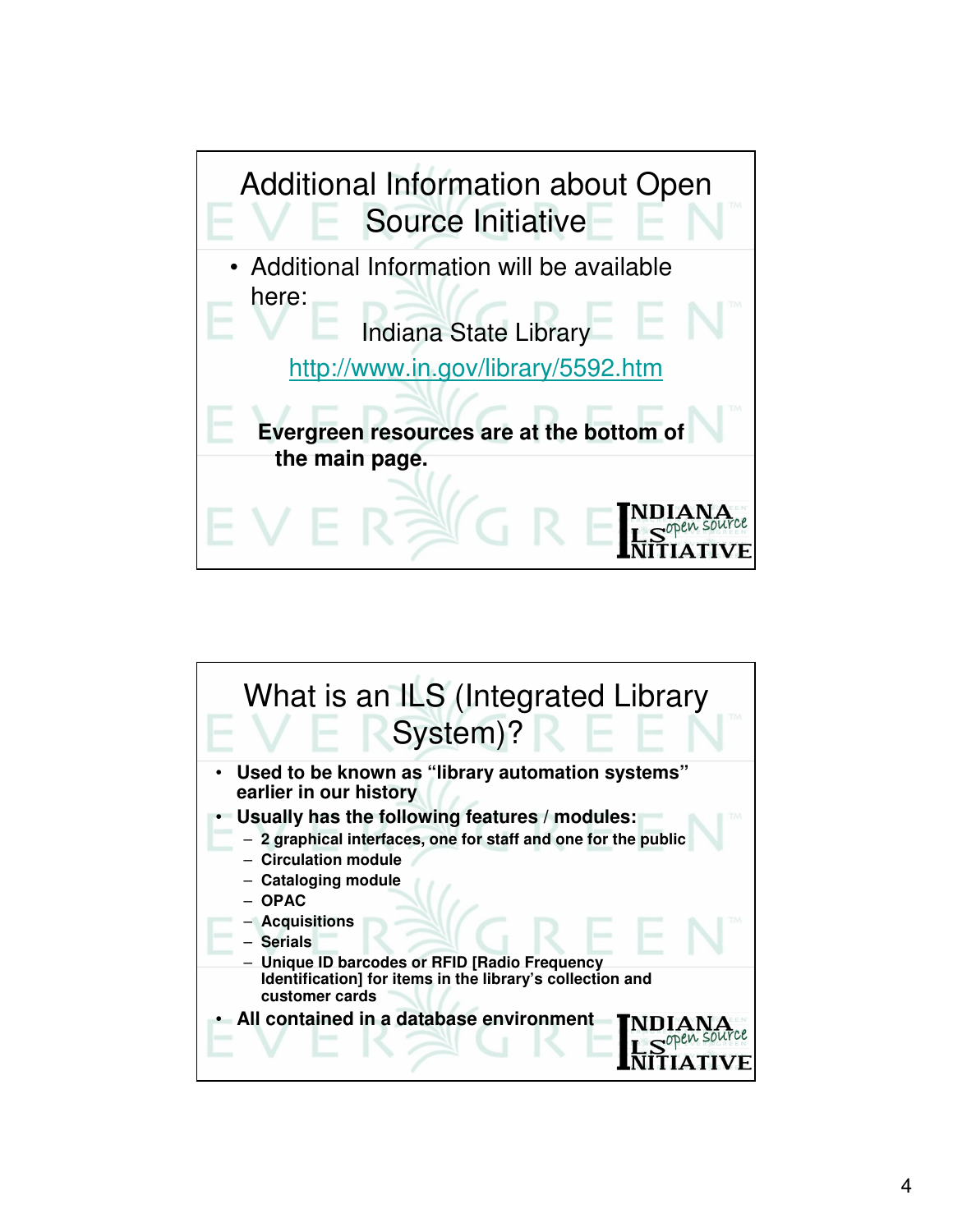## Additional Information about Open Source Initiative

- Additional Information will be available here:

Indiana State Library

http://www.in.gov/library/5592.htm

**Evergreen resources are at the bottom of the main page.**

## What is an ILS (Integrated Library System)?

- **Used to be known as "library automation systems" earlier in our history**
- **Usually has the following features / modules:**
  - **2 graphical interfaces, one for staff and one for the public**
  - **Circulation module**
  - **Cataloging module**
  - **OPAC**
  - **Acquisitions**
  - **Serials**
  - **Unique ID barcodes or RFID [Radio Frequency Identification] for items in the library's collection and customer cards**
- **All contained in a database environment**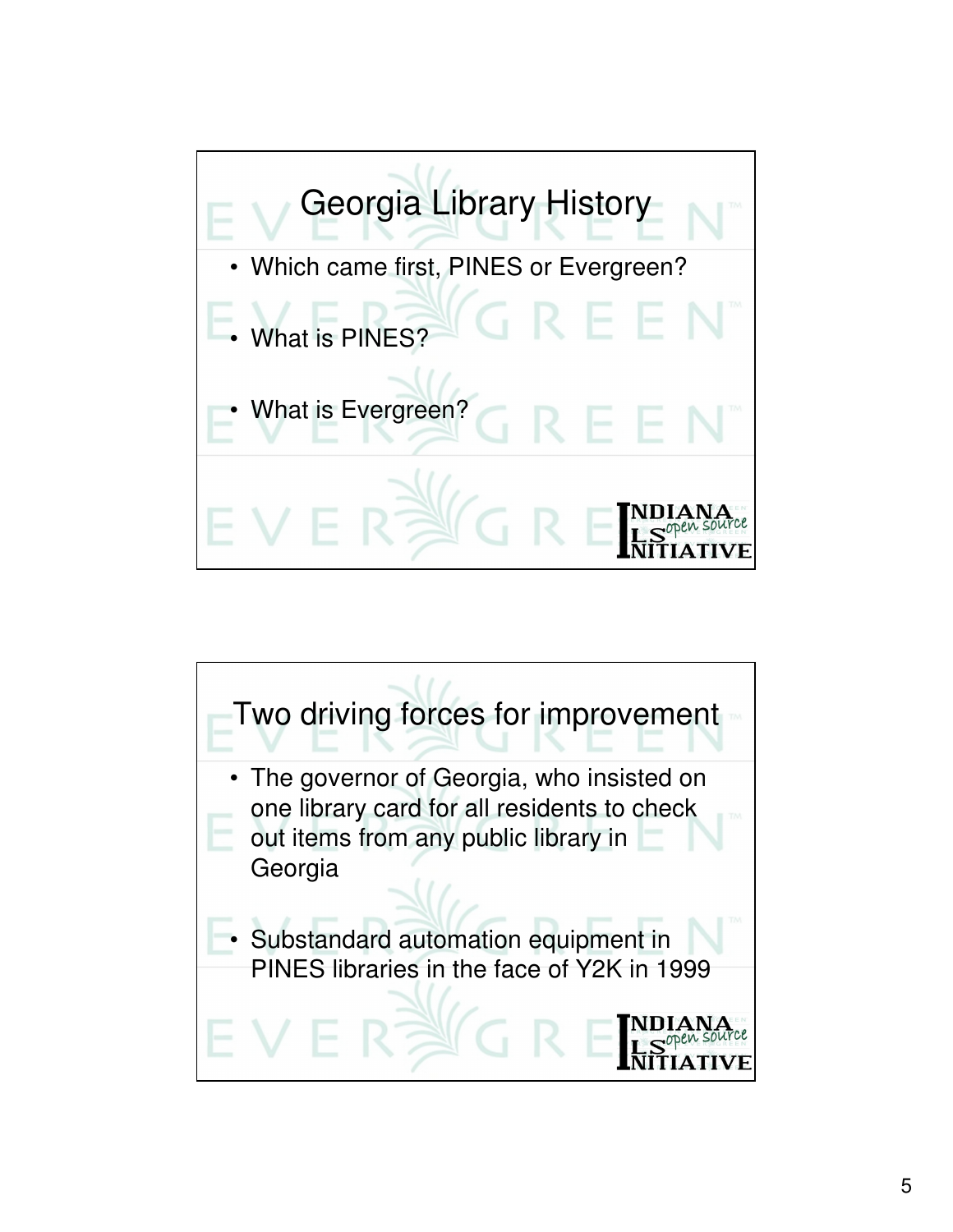## Georgia Library History

- Which came first, PINES or Evergreen?
- What is PINES?
- What is Evergreen?

## Two driving forces for improvement

- The governor of Georgia, who insisted on one library card for all residents to check out items from any public library in Georgia
- Substandard automation equipment in PINES libraries in the face of Y2K in 1999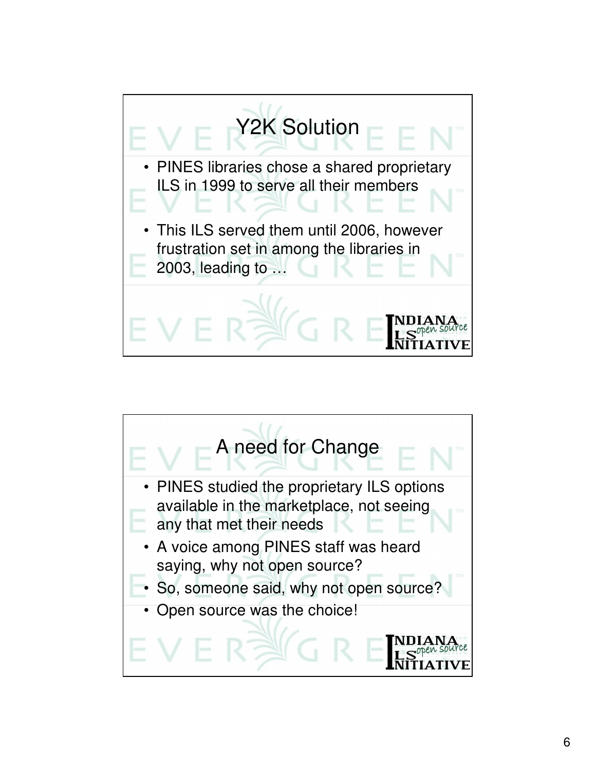## Y2K Solution

- PINES libraries chose a shared proprietary ILS in 1999 to serve all their members
- This ILS served them until 2006, however frustration set in among the libraries in 2003, leading to …

## A need for Change

- PINES studied the proprietary ILS options available in the marketplace, not seeing any that met their needs
- A voice among PINES staff was heard saying, why not open source?
- So, someone said, why not open source?
- Open source was the choice!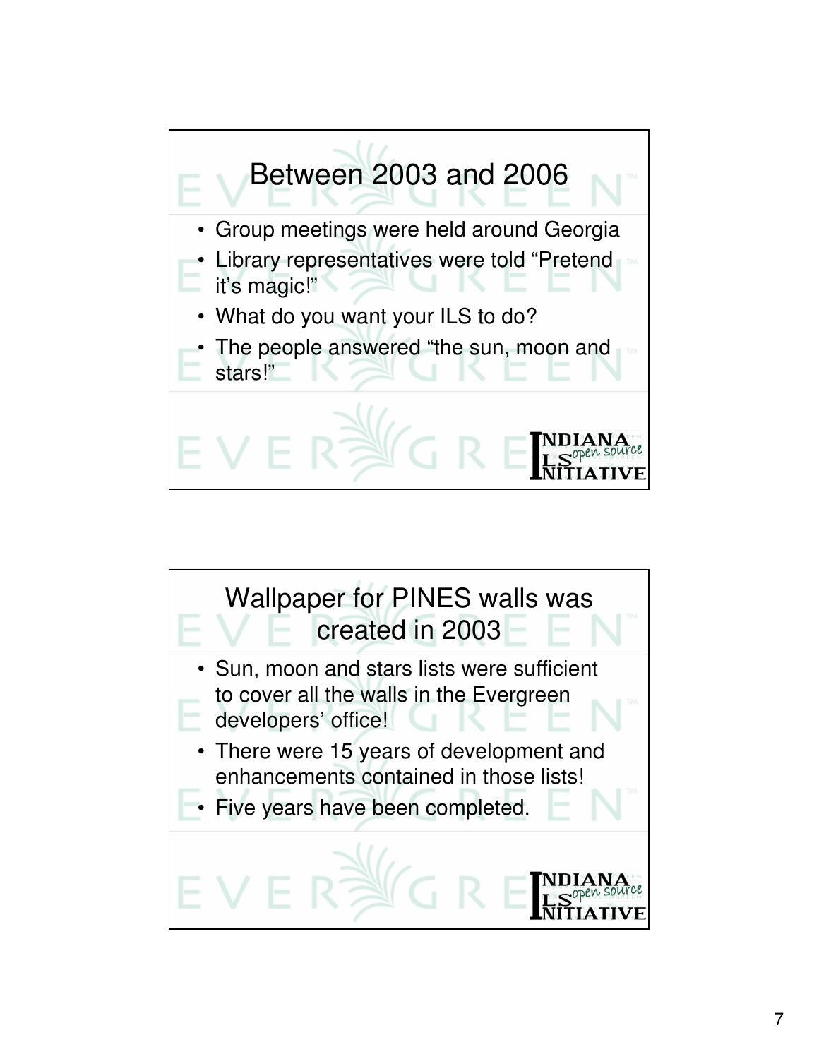## Between 2003 and 2006

- Group meetings were held around Georgia
- Library representatives were told “Pretend it’s magic!”
- What do you want your ILS to do?
- The people answered “the sun, moon and stars!”

## Wallpaper for PINES walls was created in 2003

- Sun, moon and stars lists were sufficient to cover all the walls in the Evergreen developers’ office!
- There were 15 years of development and enhancements contained in those lists!
- Five years have been completed.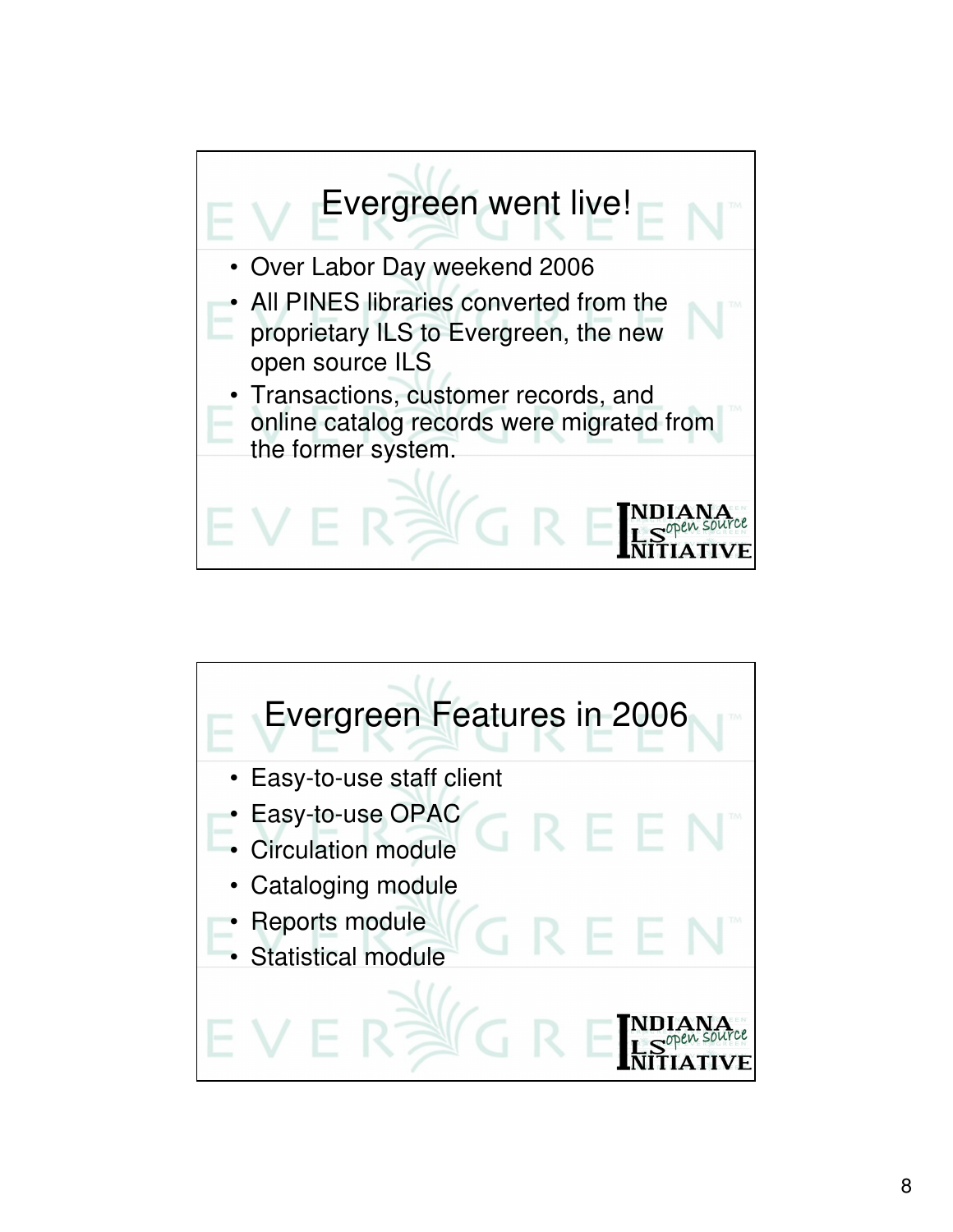## Evergreen went live!

- Over Labor Day weekend 2006
- All PINES libraries converted from the proprietary ILS to Evergreen, the new open source ILS
- Transactions, customer records, and online catalog records were migrated from the former system.

## Evergreen Features in 2006

- Easy-to-use staff client
- Easy-to-use OPAC
- Circulation module
- Cataloging module
- Reports module
- Statistical module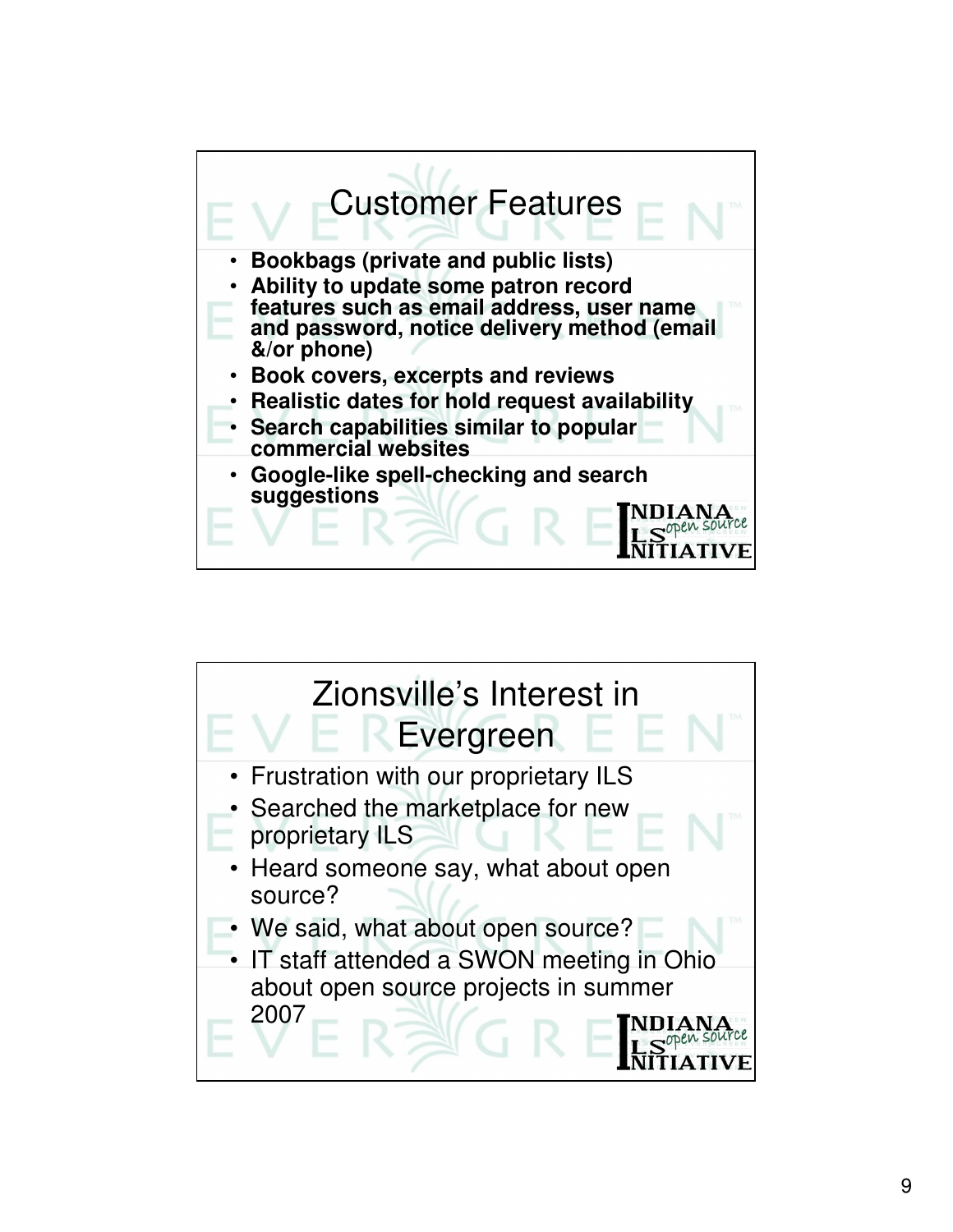## Customer Features

- **Bookbags (private and public lists)**
- **Ability to update some patron record features such as email address, user name and password, notice delivery method (email &/or phone)**
- **Book covers, excerpts and reviews**
- **Realistic dates for hold request availability**
- **Search capabilities similar to popular commercial websites**
- **Google-like spell-checking and search suggestions**

## Zionsville's Interest in Evergreen

- Frustration with our proprietary ILS
- Searched the marketplace for new proprietary ILS
- Heard someone say, what about open source?
- We said, what about open source?
- IT staff attended a SWON meeting in Ohio about open source projects in summer 2007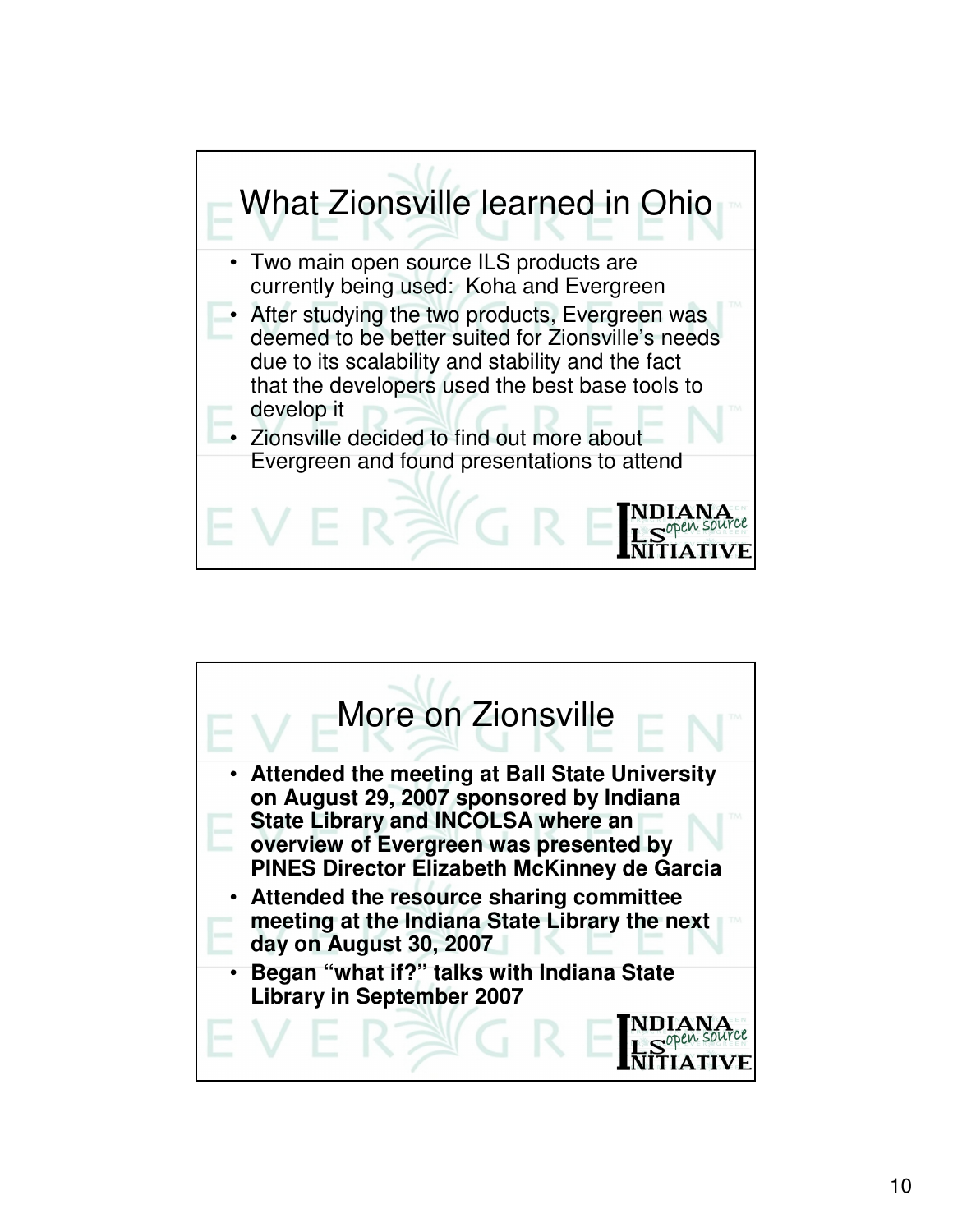## What Zionsville learned in Ohio

- Two main open source ILS products are currently being used: Koha and Evergreen
- After studying the two products, Evergreen was deemed to be better suited for Zionsville's needs due to its scalability and stability and the fact that the developers used the best base tools to develop it
- Zionsville decided to find out more about Evergreen and found presentations to attend

## More on Zionsville

- **Attended the meeting at Ball State University on August 29, 2007 sponsored by Indiana State Library and INCOLSA where an overview of Evergreen was presented by PINES Director Elizabeth McKinney de Garcia**
- **Attended the resource sharing committee meeting at the Indiana State Library the next day on August 30, 2007**
- **Began "what if?" talks with Indiana State Library in September 2007**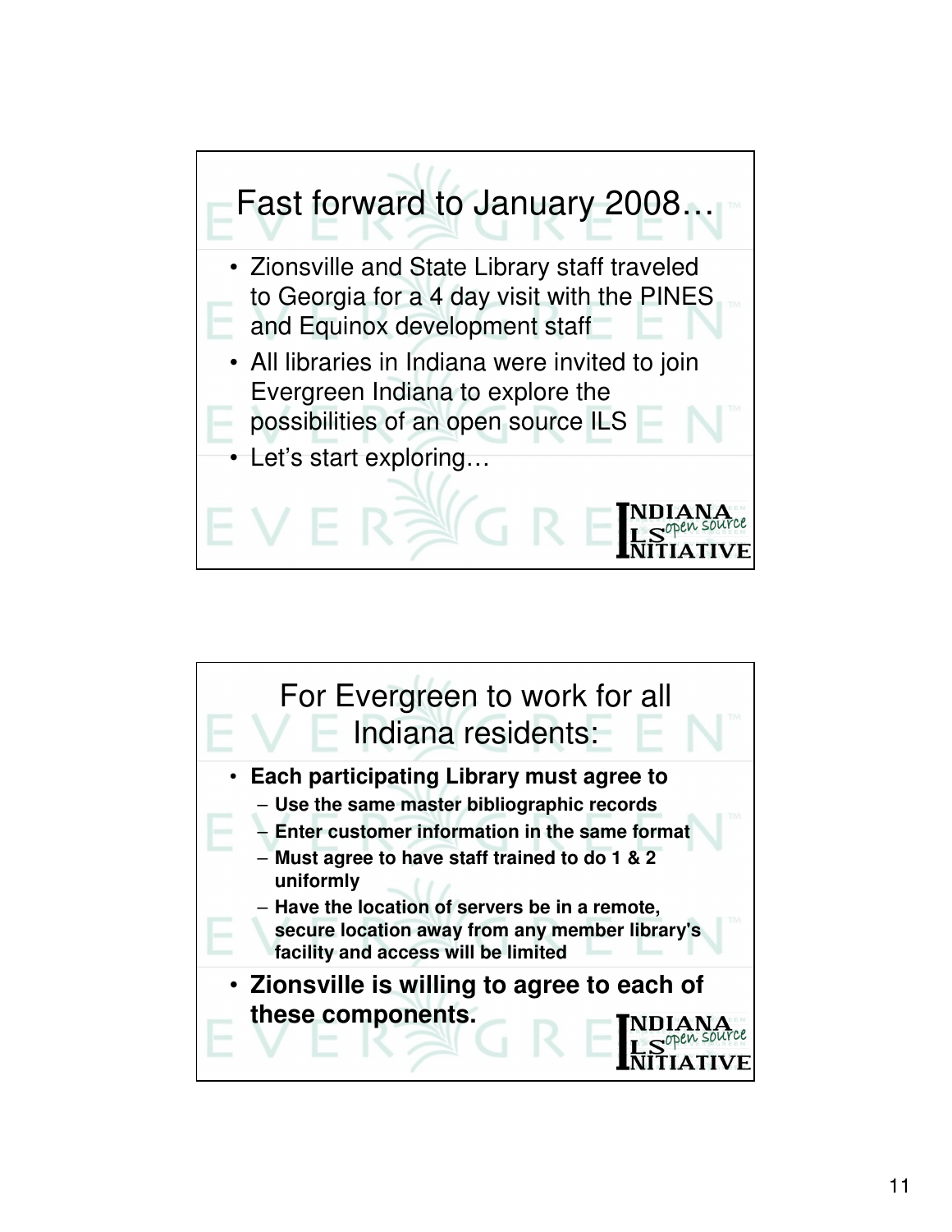## Fast forward to January 2008…

- Zionsville and State Library staff traveled to Georgia for a 4 day visit with the PINES and Equinox development staff
- All libraries in Indiana were invited to join Evergreen Indiana to explore the possibilities of an open source ILS
- Let's start exploring…

## For Evergreen to work for all Indiana residents:

- **Each participating Library must agree to**
  - **Use the same master bibliographic records**
  - **Enter customer information in the same format**
  - **Must agree to have staff trained to do 1 & 2 uniformly**
  - **Have the location of servers be in a remote, secure location away from any member library's facility and access will be limited**
- **Zionsville is willing to agree to each of these components.**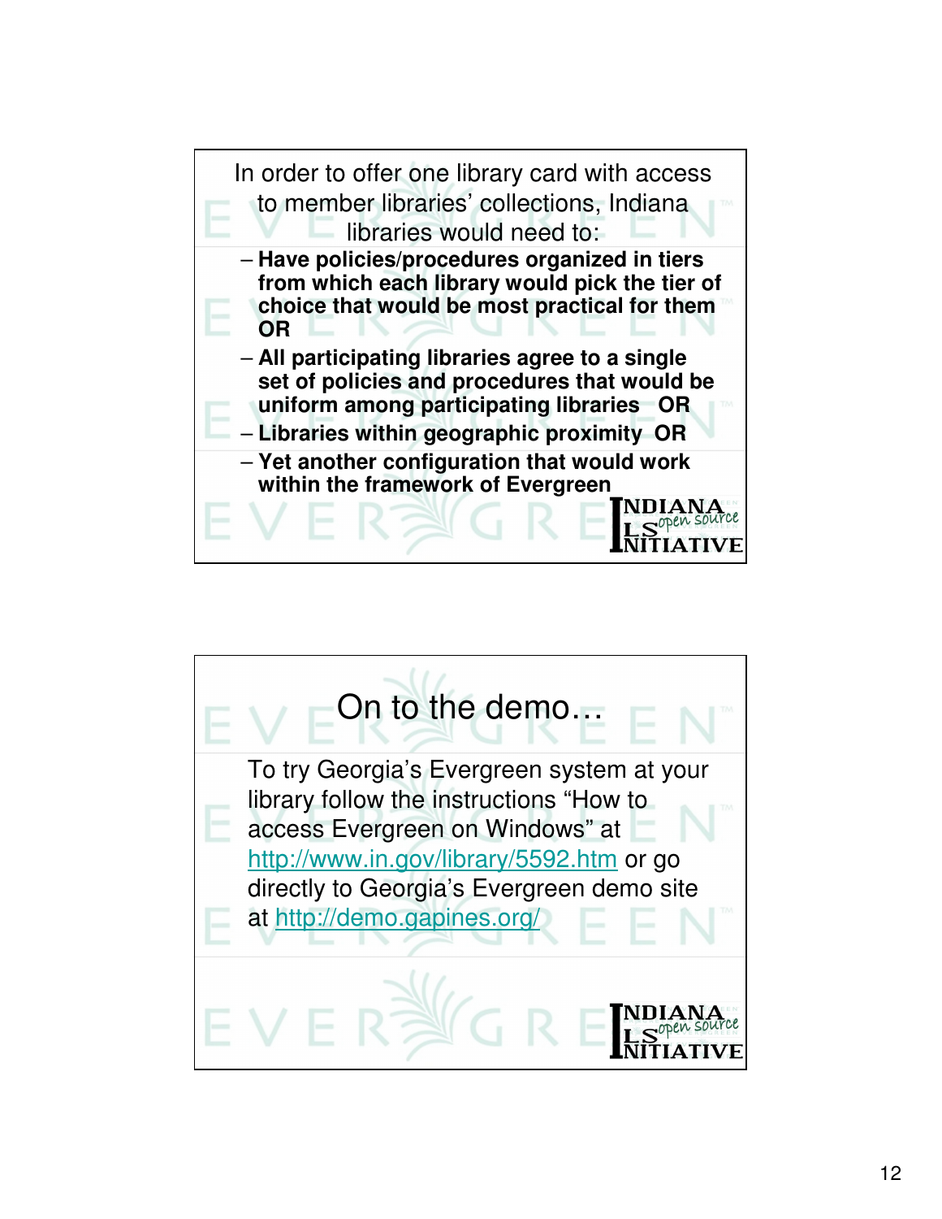In order to offer one library card with access to member libraries' collections, Indiana libraries would need to:

- **Have policies/procedures organized in tiers from which each library would pick the tier of choice that would be most practical for them OR**
- **All participating libraries agree to a single set of policies and procedures that would be uniform among participating libraries OR**
- **Libraries within geographic proximity OR**
- **Yet another configuration that would work within the framework of Evergreen**

## On to the demo…

To try Georgia's Evergreen system at your library follow the instructions "How to access Evergreen on Windows" at http://www.in.gov/library/5592.htm or go directly to Georgia's Evergreen demo site at http://demo.gapines.org/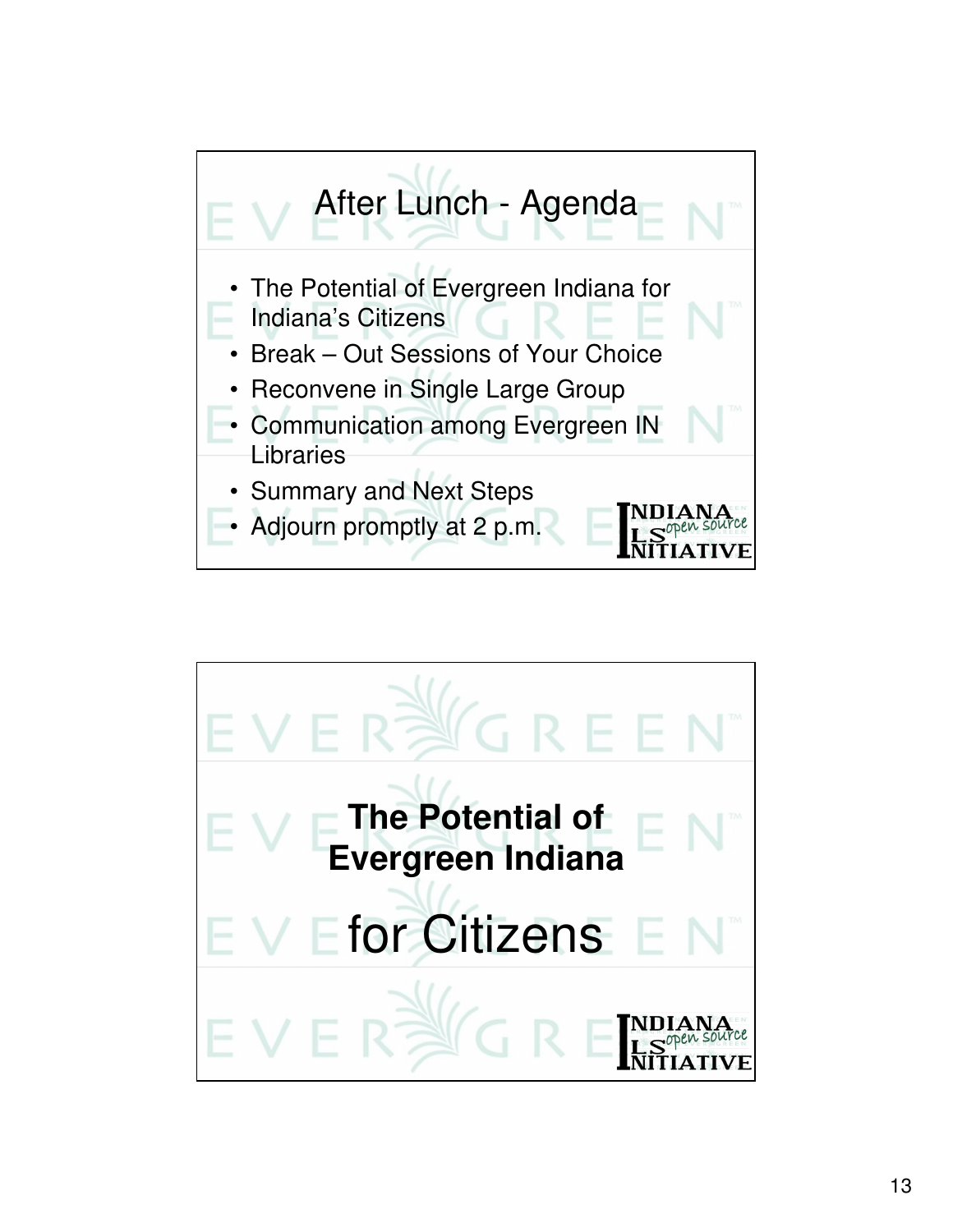## After Lunch - Agenda

- The Potential of Evergreen Indiana for Indiana's Citizens
- Break – Out Sessions of Your Choice
- Reconvene in Single Large Group
- Communication among Evergreen IN Libraries
- Summary and Next Steps
- Adjourn promptly at 2 p.m.

## **The Potential of Evergreen Indiana**

for Citizens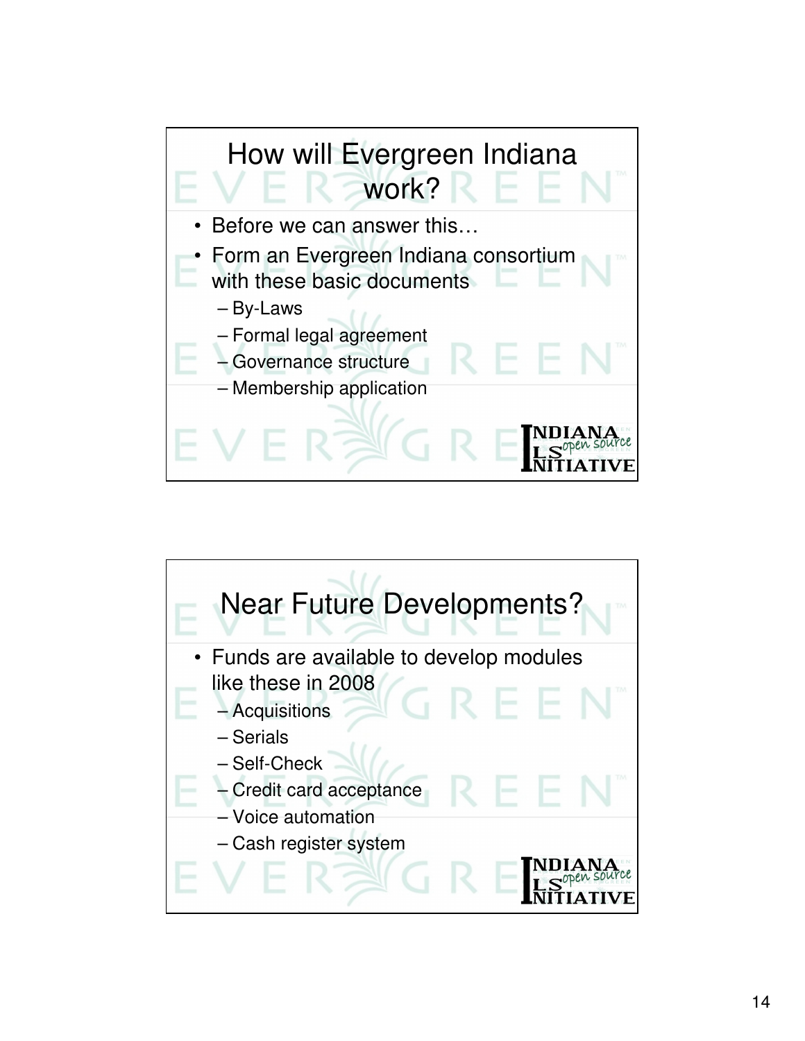## How will Evergreen Indiana work?

- Before we can answer this…
- Form an Evergreen Indiana consortium with these basic documents
  - By-Laws
  - Formal legal agreement
  - Governance structure
  - Membership application

## Near Future Developments?

- Funds are available to develop modules like these in 2008
  - Acquisitions
  - Serials
  - Self-Check
  - Credit card acceptance
  - Voice automation
  - Cash register system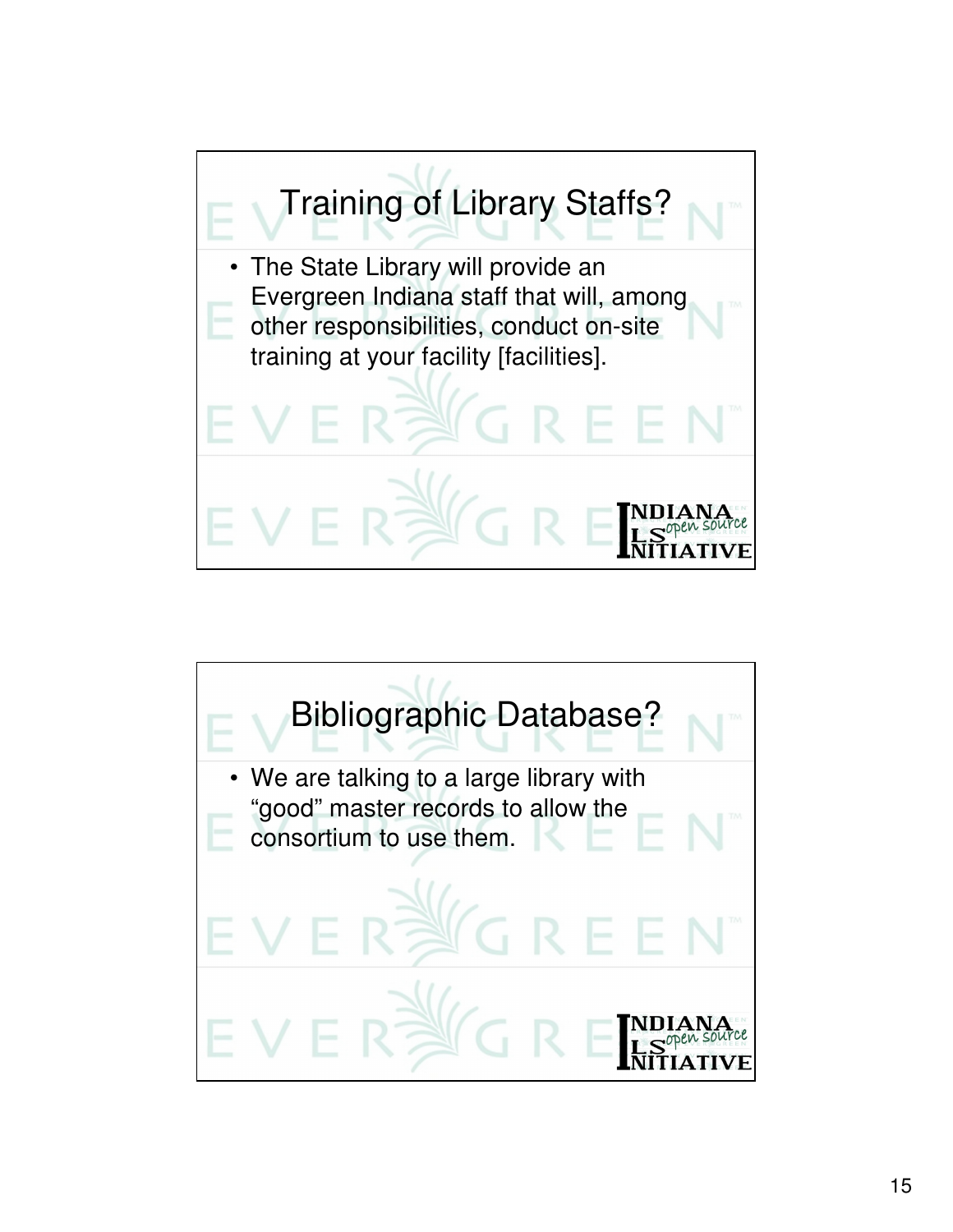## Training of Library Staffs?

- The State Library will provide an Evergreen Indiana staff that will, among other responsibilities, conduct on-site training at your facility [facilities].

## Bibliographic Database?

- We are talking to a large library with "good" master records to allow the consortium to use them.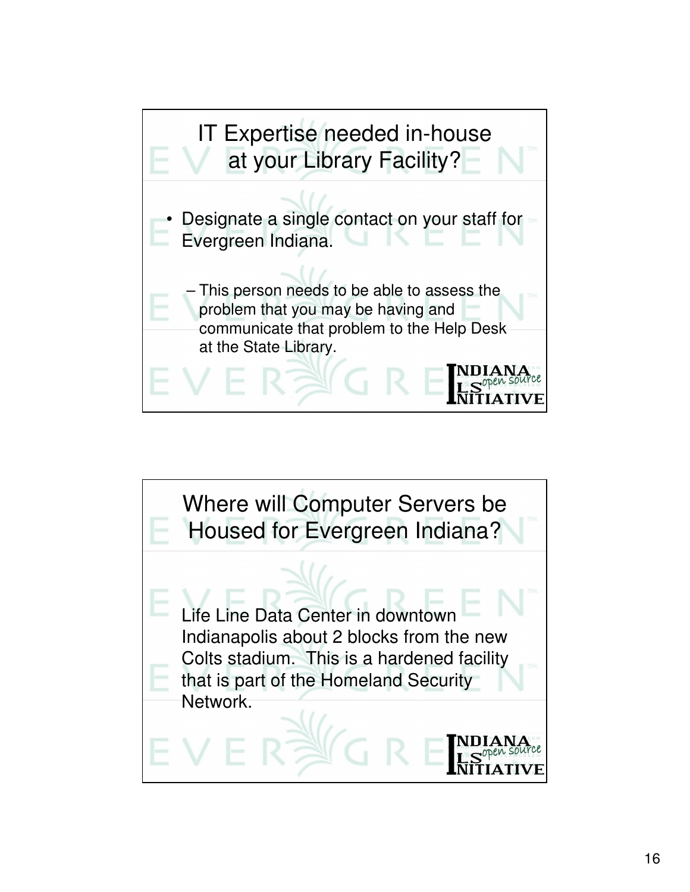## IT Expertise needed in-house at your Library Facility?

- Designate a single contact on your staff for Evergreen Indiana.
  - This person needs to be able to assess the problem that you may be having and communicate that problem to the Help Desk at the State Library.

## Where will Computer Servers be Housed for Evergreen Indiana?

Life Line Data Center in downtown Indianapolis about 2 blocks from the new Colts stadium. This is a hardened facility that is part of the Homeland Security Network.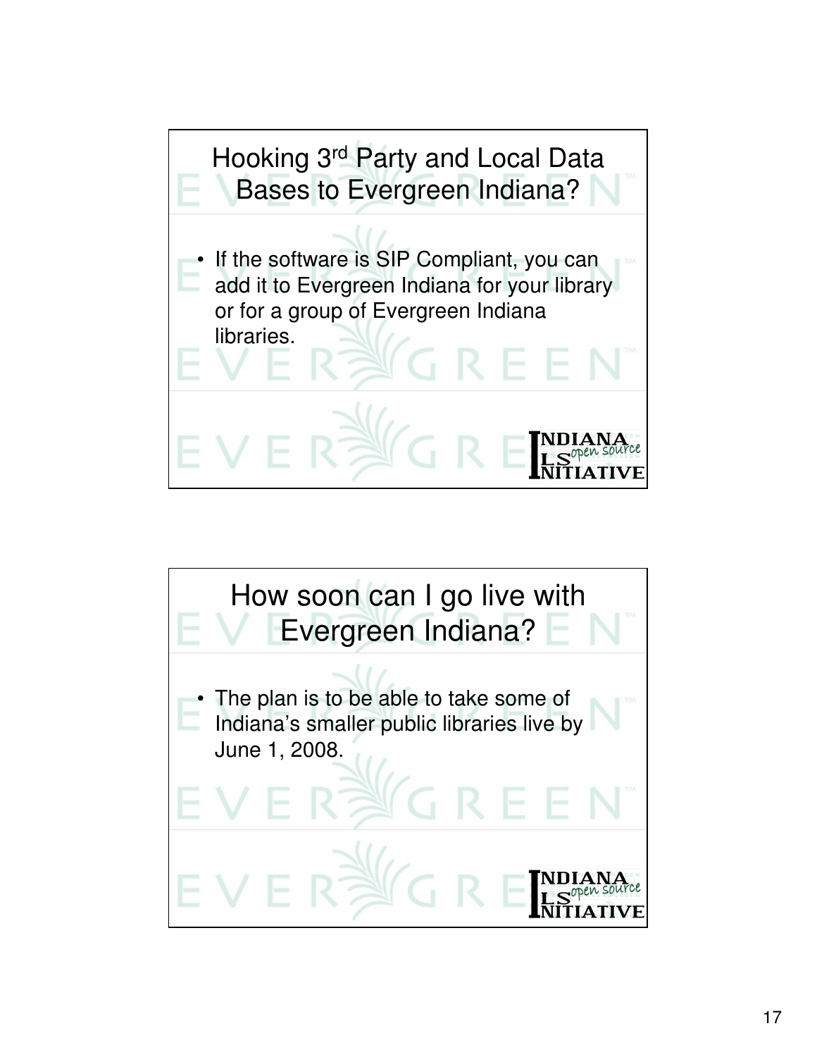## Hooking 3rd Party and Local Data Bases to Evergreen Indiana?

- If the software is SIP Compliant, you can add it to Evergreen Indiana for your library or for a group of Evergreen Indiana libraries.

## How soon can I go live with Evergreen Indiana?

- The plan is to be able to take some of Indiana's smaller public libraries live by June 1, 2008.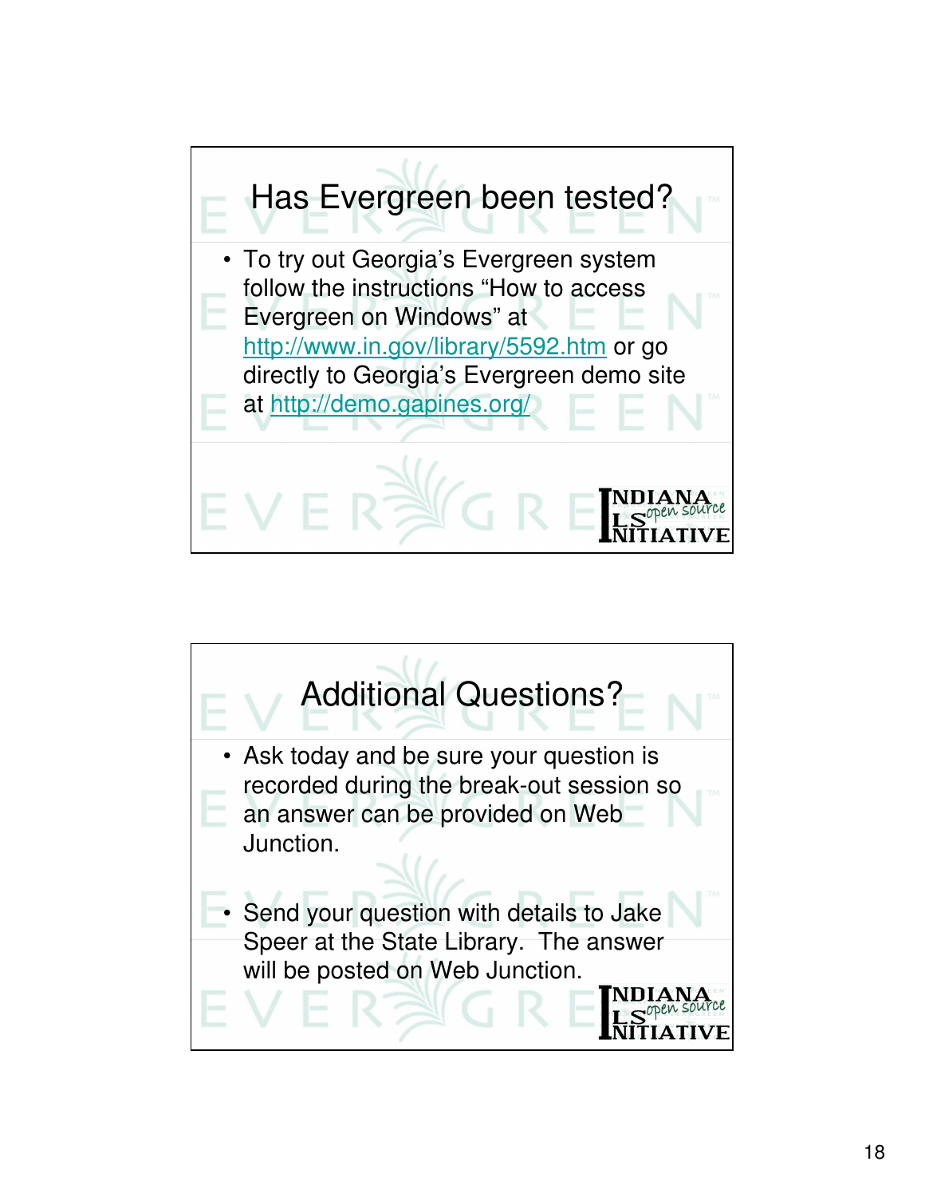## Has Evergreen been tested?

- To try out Georgia's Evergreen system follow the instructions "How to access Evergreen on Windows" at http://www.in.gov/library/5592.htm or go directly to Georgia's Evergreen demo site at http://demo.gapines.org/

## Additional Questions?

- Ask today and be sure your question is recorded during the break-out session so an answer can be provided on Web Junction.
- Send your question with details to Jake Speer at the State Library. The answer will be posted on Web Junction.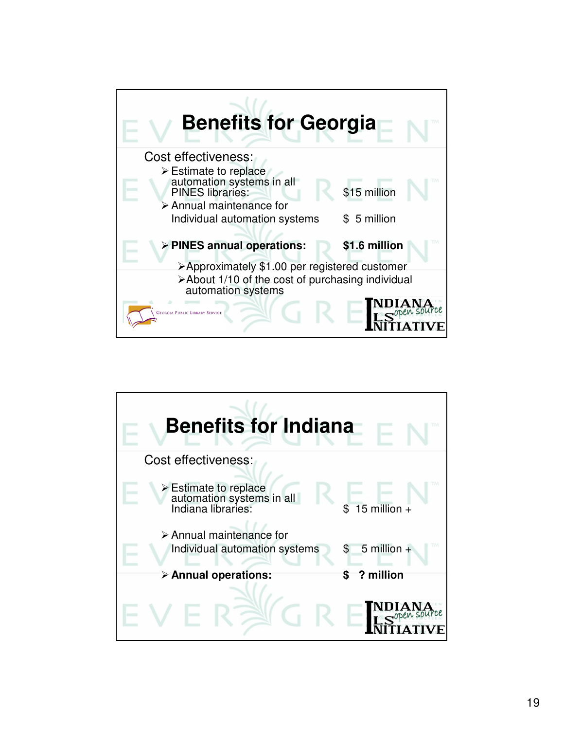# Benefits for Georgia

Cost effectiveness:

- Estimate to replace automation systems in all PINES libraries: $15 million
- Annual maintenance for Individual automation systems $ 5 million
- **PINES annual operations: $1.6 million**
  - Approximately $1.00 per registered customer
  - About 1/10 of the cost of purchasing individual automation systems

Georgia Public Library Service

INDIANA ILS open source INITIATIVE

# Benefits for Indiana

Cost effectiveness:

- Estimate to replace automation systems in all Indiana libraries: $ 15 million +
- Annual maintenance for Individual automation systems $ 5 million +
- **Annual operations: $ ? million**

INDIANA ILS open source INITIATIVE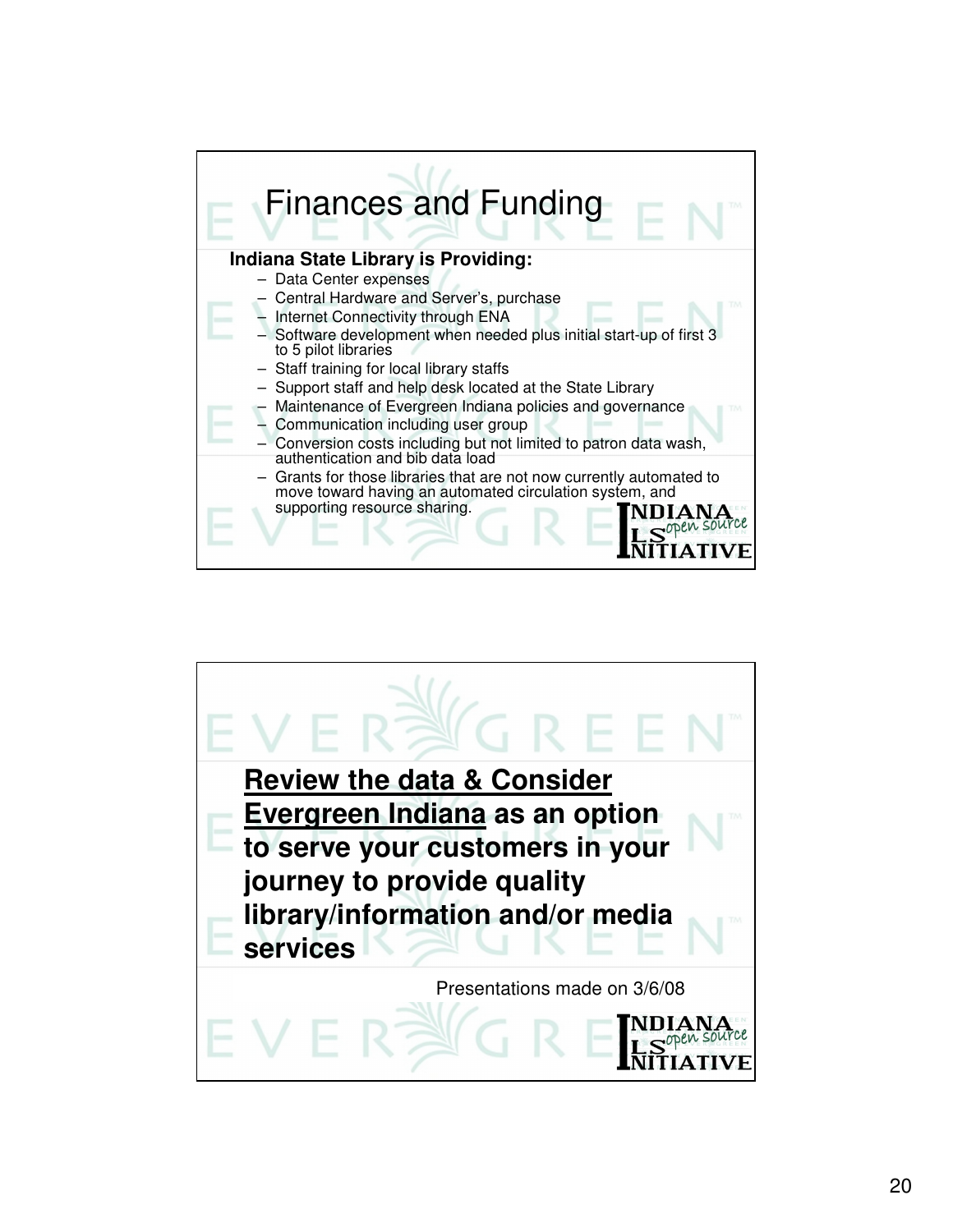# Finances and Funding

**Indiana State Library is Providing:**

- Data Center expenses
- Central Hardware and Server's, purchase
- Internet Connectivity through ENA
- Software development when needed plus initial start-up of first 3 to 5 pilot libraries
- Staff training for local library staffs
- Support staff and help desk located at the State Library
- Maintenance of Evergreen Indiana policies and governance
- Communication including user group
- Conversion costs including but not limited to patron data wash, authentication and bib data load
- Grants for those libraries that are not now currently automated to move toward having an automated circulation system, and supporting resource sharing.

**<u>Review the data & Consider Evergreen Indiana</u> as an option to serve your customers in your journey to provide quality library/information and/or media services**

Presentations made on 3/6/08